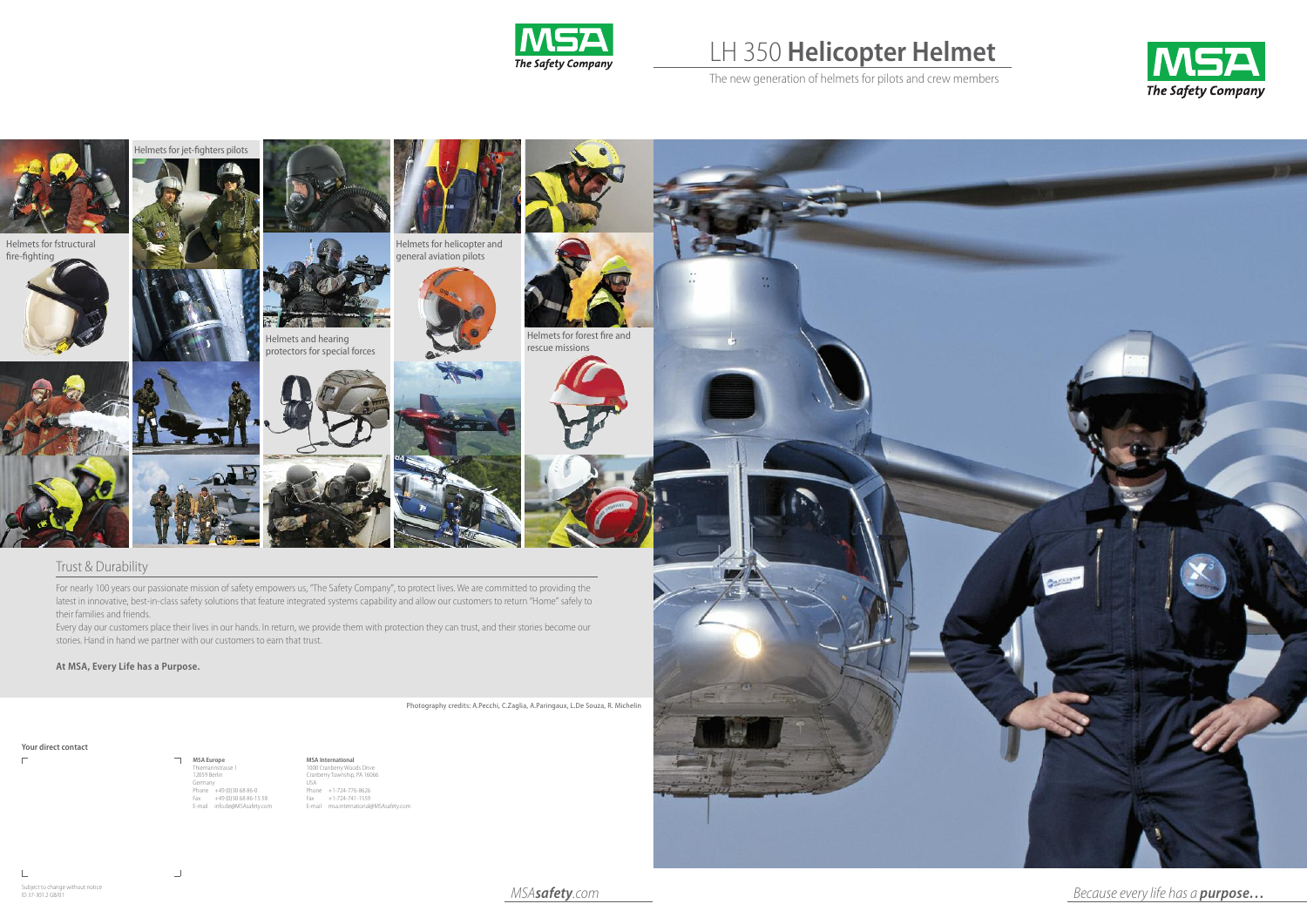# LH 350 **Helicopter Helmet**

The new generation of helmets for pilots and crew members

Helmets for jet-fighters pilots

Helmets for fstructural fire-fighting

Helmets for helicopter and general aviation pilots

Helmets and hearing protectors for special forces

Helmets for forest fire and rescue missions

## Trust & Durability

For nearly 100 years our passionate mission of safety empowers us, "The Safety Company", to protect lives. We are committed to providing the latest in innovative, best-in-class safety solutions that feature integrated systems capability and allow our customers to return "Home" safely to their families and friends.

Every day our customers place their lives in our hands. In return, we provide them with protection they can trust, and their stories become our stories. Hand in hand we partner with our customers to earn that trust.

**At MSA, Every Life has a Purpose.**

Photography credits: A.Pecchi, C.Zaglia, A.Paringaux, L.De Souza, R. Michelin

**Your direct contact**

**MSA Europe**
Thiemannstrasse 1
12059 Berlin
Germany
Phone +49 (0)30 68 86-0
Fax +49 (0)30 68 86-15 58
E-mail info.de@MSAsafety.com

**MSA International**
1000 Cranberry Woods Drive
Cranberry Township, PA 16066
USA
Phone +1-724-776-8626
Fax +1-724-741-1559
E-mail msa.international@MSAsafety.com

Subject to change without notice
ID 37-301.2 GB/01

*MSA**safety**.com*

*Because every life has a **purpose...***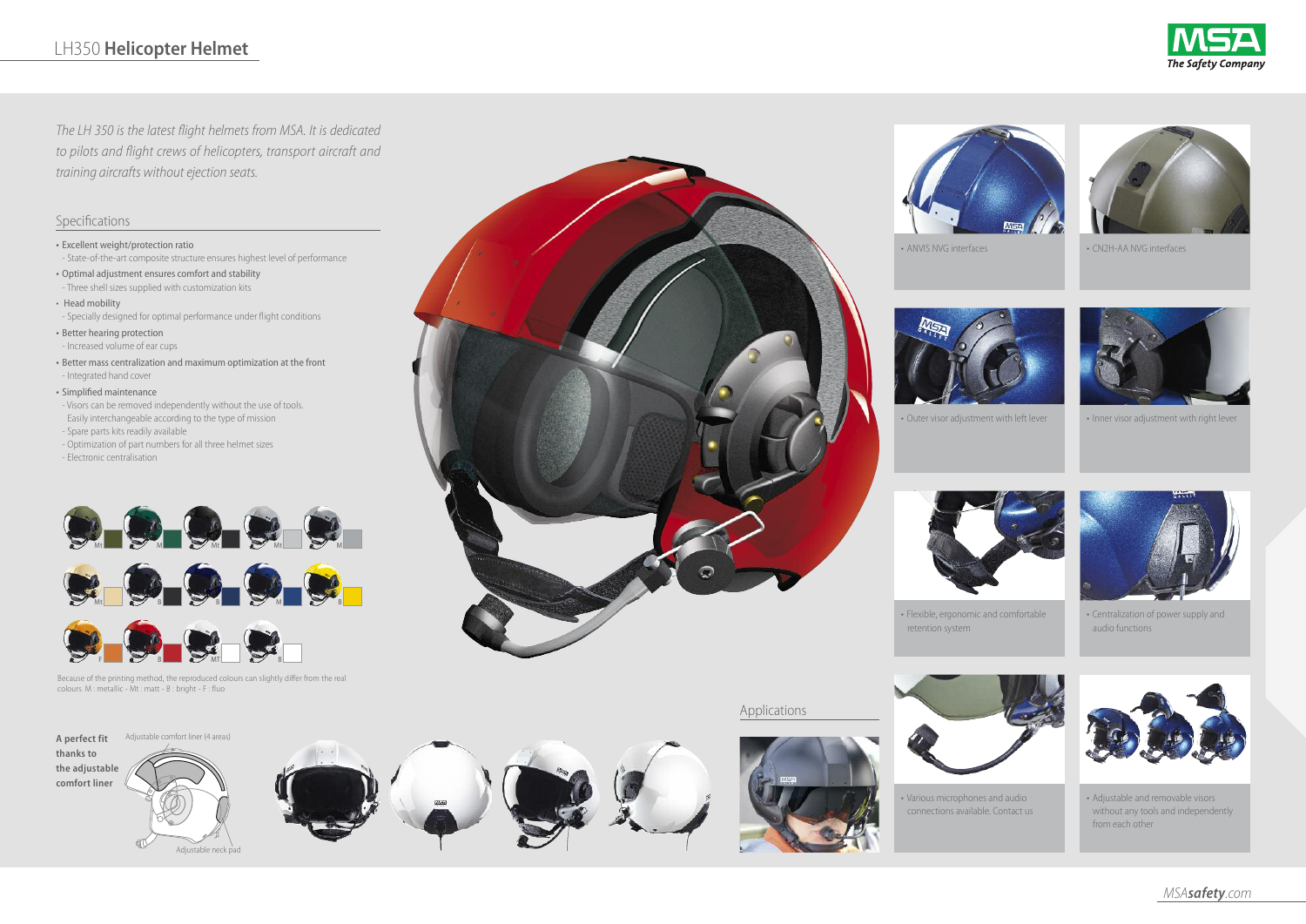# LH350 **Helicopter Helmet**

MSA
*The Safety Company*

*The LH 350 is the latest flight helmets from MSA. It is dedicated to pilots and flight crews of helicopters, transport aircraft and training aircrafts without ejection seats.*

## Specifications

- Excellent weight/protection ratio
  - State-of-the-art composite structure ensures highest level of performance
- Optimal adjustment ensures comfort and stability
  - Three shell sizes supplied with customization kits
- Head mobility
  - Specially designed for optimal performance under flight conditions
- Better hearing protection
  - Increased volume of ear cups
- Better mass centralization and maximum optimization at the front
  - Integrated hand cover
- Simplified maintenance
  - Visors can be removed independently without the use of tools. Easily interchangeable according to the type of mission
  - Spare parts kits readily available
  - Optimization of part numbers for all three helmet sizes
  - Electronic centralisation

Mt M Mt Mt M
Mt B B M B
F B MT B

Because of the printing method, the reproduced colours can slightly differ from the real colours. M : metallic - Mt : matt - B : bright - F : fluo

**A perfect fit thanks to the adjustable comfort liner**

Adjustable comfort liner (4 areas)

Adjustable neck pad

- ANVIS NVG interfaces
- CN2H-AA NVG interfaces
- Outer visor adjustment with left lever
- Inner visor adjustment with right lever
- Flexible, ergonomic and comfortable retention system
- Centralization of power supply and audio functions
- Various microphones and audio connections available. Contact us
- Adjustable and removable visors without any tools and independently from each other

## Applications

MSAsafety.com